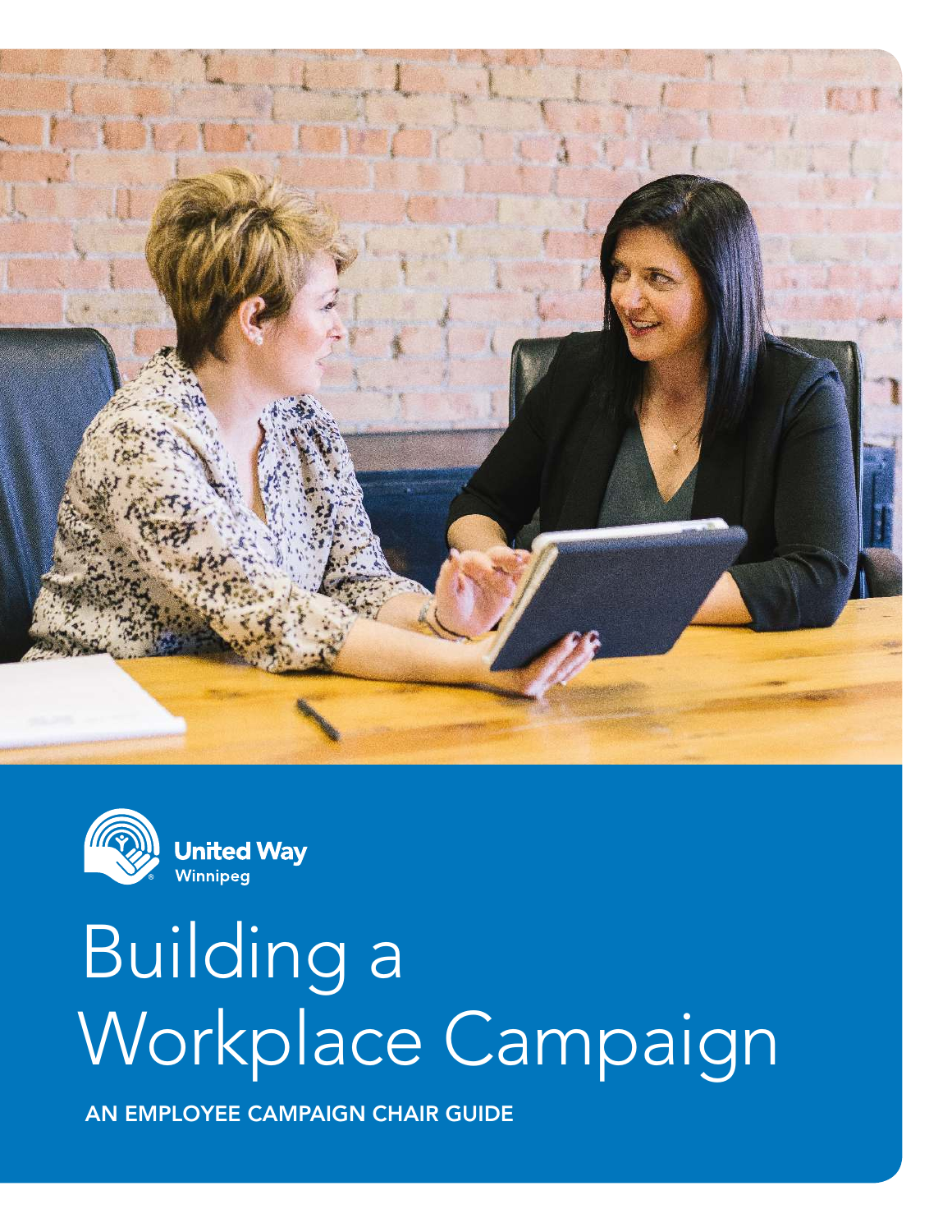United Way
Winnipeg

# Building a Workplace Campaign

AN EMPLOYEE CAMPAIGN CHAIR GUIDE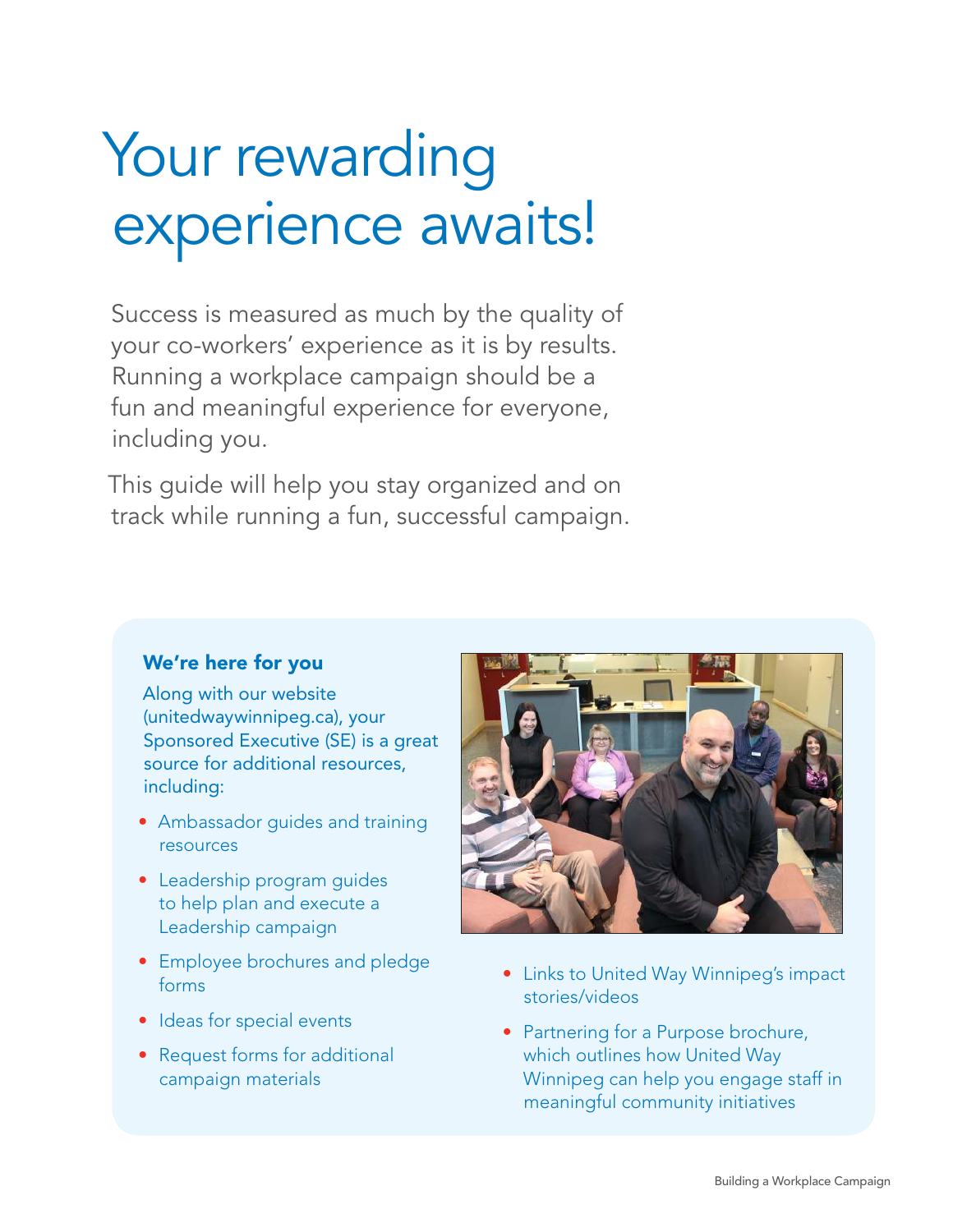# Your rewarding experience awaits!

Success is measured as much by the quality of your co-workers' experience as it is by results. Running a workplace campaign should be a fun and meaningful experience for everyone, including you.

This guide will help you stay organized and on track while running a fun, successful campaign.

### We're here for you

Along with our website (unitedwaywinnipeg.ca), your Sponsored Executive (SE) is a great source for additional resources, including:

- Ambassador guides and training resources
- Leadership program guides to help plan and execute a Leadership campaign
- Employee brochures and pledge forms
- Ideas for special events
- Request forms for additional campaign materials
- Links to United Way Winnipeg's impact stories/videos
- Partnering for a Purpose brochure, which outlines how United Way Winnipeg can help you engage staff in meaningful community initiatives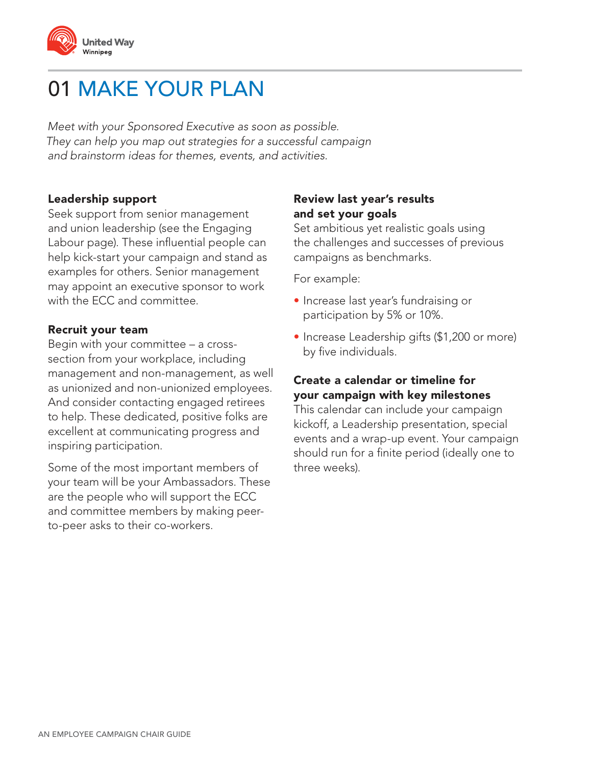# 01 MAKE YOUR PLAN

*Meet with your Sponsored Executive as soon as possible. They can help you map out strategies for a successful campaign and brainstorm ideas for themes, events, and activities.*

**Leadership support**
Seek support from senior management and union leadership (see the Engaging Labour page). These influential people can help kick-start your campaign and stand as examples for others. Senior management may appoint an executive sponsor to work with the ECC and committee.

**Recruit your team**
Begin with your committee – a cross-section from your workplace, including management and non-management, as well as unionized and non-unionized employees. And consider contacting engaged retirees to help. These dedicated, positive folks are excellent at communicating progress and inspiring participation.

Some of the most important members of your team will be your Ambassadors. These are the people who will support the ECC and committee members by making peer-to-peer asks to their co-workers.

**Review last year's results and set your goals**
Set ambitious yet realistic goals using the challenges and successes of previous campaigns as benchmarks.

For example:

- Increase last year's fundraising or participation by 5% or 10%.
- Increase Leadership gifts ($1,200 or more) by five individuals.

**Create a calendar or timeline for your campaign with key milestones**
This calendar can include your campaign kickoff, a Leadership presentation, special events and a wrap-up event. Your campaign should run for a finite period (ideally one to three weeks).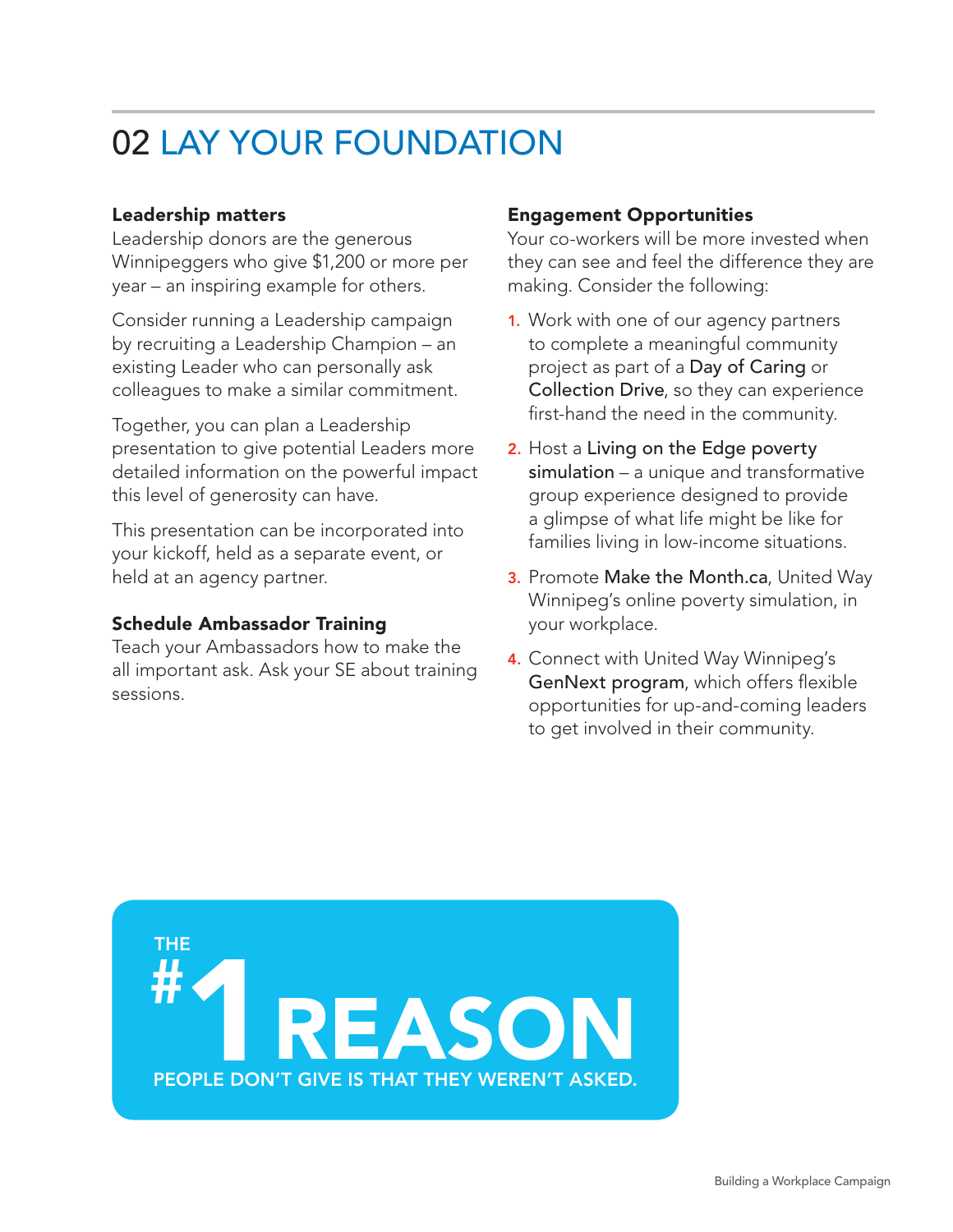# 02 LAY YOUR FOUNDATION

### Leadership matters

Leadership donors are the generous Winnipeggers who give $1,200 or more per year – an inspiring example for others.

Consider running a Leadership campaign by recruiting a Leadership Champion – an existing Leader who can personally ask colleagues to make a similar commitment.

Together, you can plan a Leadership presentation to give potential Leaders more detailed information on the powerful impact this level of generosity can have.

This presentation can be incorporated into your kickoff, held as a separate event, or held at an agency partner.

### Schedule Ambassador Training

Teach your Ambassadors how to make the all important ask. Ask your SE about training sessions.

### Engagement Opportunities

Your co-workers will be more invested when they can see and feel the difference they are making. Consider the following:

1. Work with one of our agency partners to complete a meaningful community project as part of a Day of Caring or Collection Drive, so they can experience first-hand the need in the community.
2. Host a Living on the Edge poverty simulation – a unique and transformative group experience designed to provide a glimpse of what life might be like for families living in low-income situations.
3. Promote Make the Month.ca, United Way Winnipeg's online poverty simulation, in your workplace.
4. Connect with United Way Winnipeg's GenNext program, which offers flexible opportunities for up-and-coming leaders to get involved in their community.

**THE #1 REASON PEOPLE DON'T GIVE IS THAT THEY WEREN'T ASKED.**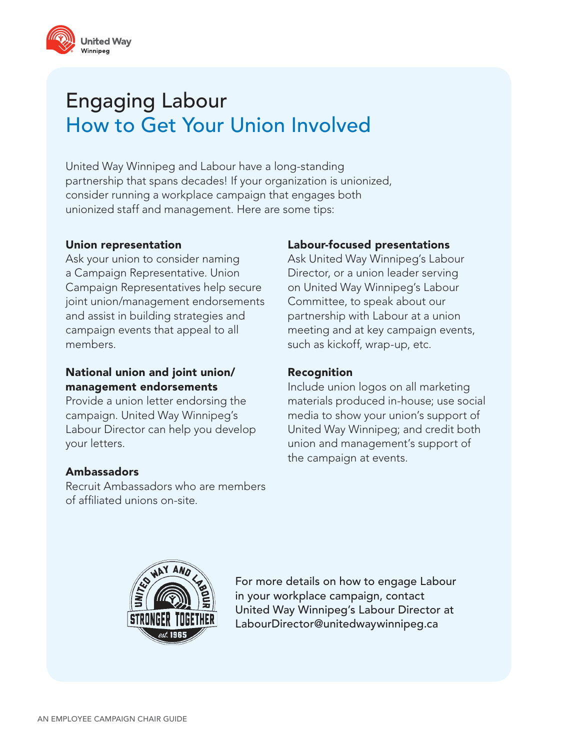# Engaging Labour

## How to Get Your Union Involved

United Way Winnipeg and Labour have a long-standing partnership that spans decades! If your organization is unionized, consider running a workplace campaign that engages both unionized staff and management. Here are some tips:

**Union representation**
Ask your union to consider naming a Campaign Representative. Union Campaign Representatives help secure joint union/management endorsements and assist in building strategies and campaign events that appeal to all members.

**National union and joint union/ management endorsements**
Provide a union letter endorsing the campaign. United Way Winnipeg's Labour Director can help you develop your letters.

**Ambassadors**
Recruit Ambassadors who are members of affiliated unions on-site.

**Labour-focused presentations**
Ask United Way Winnipeg's Labour Director, or a union leader serving on United Way Winnipeg's Labour Committee, to speak about our partnership with Labour at a union meeting and at key campaign events, such as kickoff, wrap-up, etc.

**Recognition**
Include union logos on all marketing materials produced in-house; use social media to show your union's support of United Way Winnipeg; and credit both union and management's support of the campaign at events.

For more details on how to engage Labour in your workplace campaign, contact United Way Winnipeg's Labour Director at LabourDirector@unitedwaywinnipeg.ca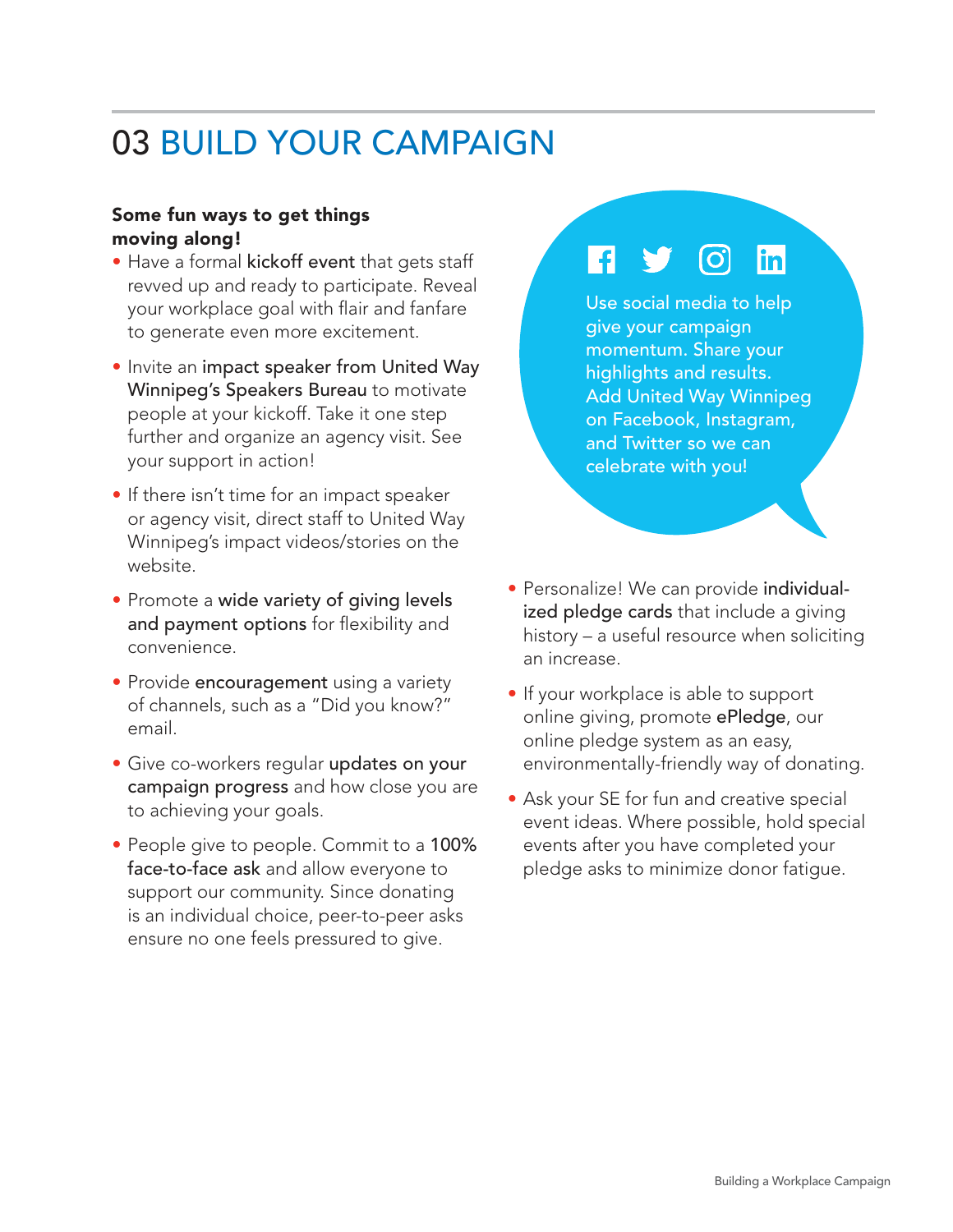# 03 BUILD YOUR CAMPAIGN

**Some fun ways to get things moving along!**

- Have a formal kickoff event that gets staff revved up and ready to participate. Reveal your workplace goal with flair and fanfare to generate even more excitement.
- Invite an impact speaker from United Way Winnipeg's Speakers Bureau to motivate people at your kickoff. Take it one step further and organize an agency visit. See your support in action!
- If there isn't time for an impact speaker or agency visit, direct staff to United Way Winnipeg's impact videos/stories on the website.
- Promote a wide variety of giving levels and payment options for flexibility and convenience.
- Provide encouragement using a variety of channels, such as a "Did you know?" email.
- Give co-workers regular updates on your campaign progress and how close you are to achieving your goals.
- People give to people. Commit to a 100% face-to-face ask and allow everyone to support our community. Since donating is an individual choice, peer-to-peer asks ensure no one feels pressured to give.

Use social media to help give your campaign momentum. Share your highlights and results. Add United Way Winnipeg on Facebook, Instagram, and Twitter so we can celebrate with you!

- Personalize! We can provide individualized pledge cards that include a giving history – a useful resource when soliciting an increase.
- If your workplace is able to support online giving, promote ePledge, our online pledge system as an easy, environmentally-friendly way of donating.
- Ask your SE for fun and creative special event ideas. Where possible, hold special events after you have completed your pledge asks to minimize donor fatigue.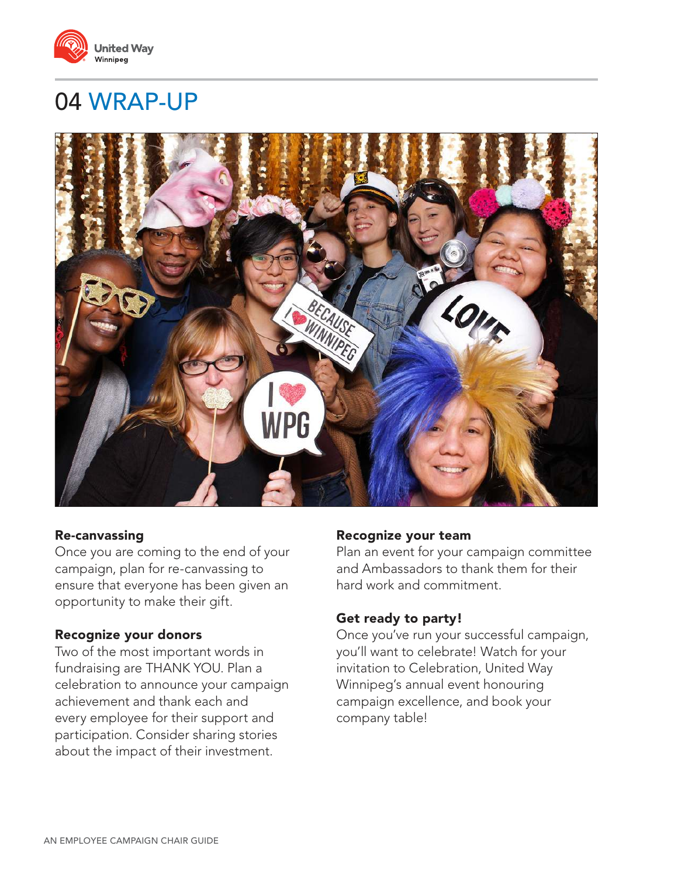# 04 WRAP-UP

**Re-canvassing**
Once you are coming to the end of your campaign, plan for re-canvassing to ensure that everyone has been given an opportunity to make their gift.

**Recognize your donors**
Two of the most important words in fundraising are THANK YOU. Plan a celebration to announce your campaign achievement and thank each and every employee for their support and participation. Consider sharing stories about the impact of their investment.

**Recognize your team**
Plan an event for your campaign committee and Ambassadors to thank them for their hard work and commitment.

**Get ready to party!**
Once you've run your successful campaign, you'll want to celebrate! Watch for your invitation to Celebration, United Way Winnipeg's annual event honouring campaign excellence, and book your company table!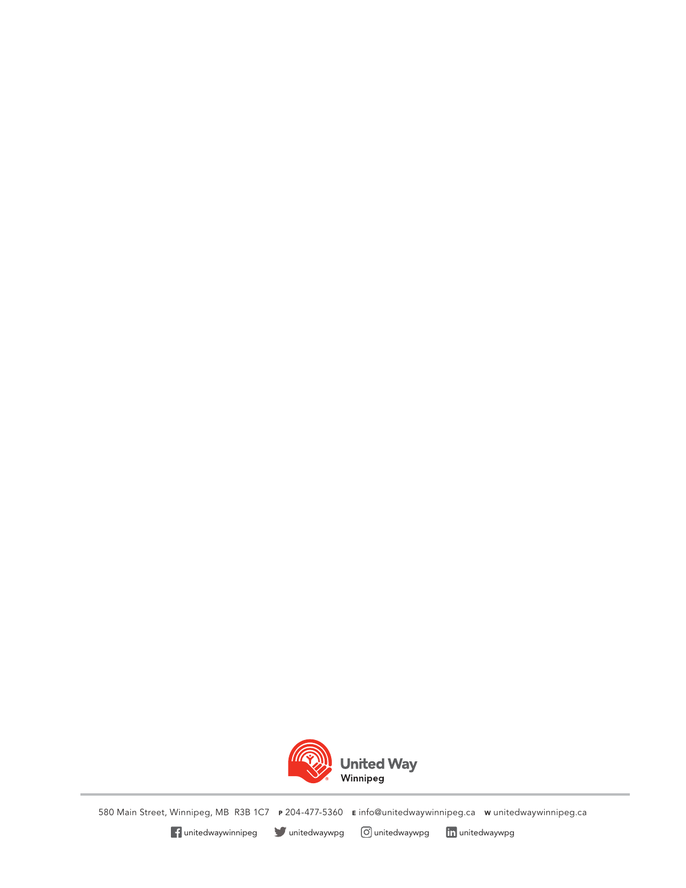United Way
Winnipeg

580 Main Street, Winnipeg, MB R3B 1C7 **P** 204-477-5360 **E** info@unitedwaywinnipeg.ca **W** unitedwaywinnipeg.ca

unitedwaywinnipeg unitedwaywpg unitedwaywpg unitedwaywpg